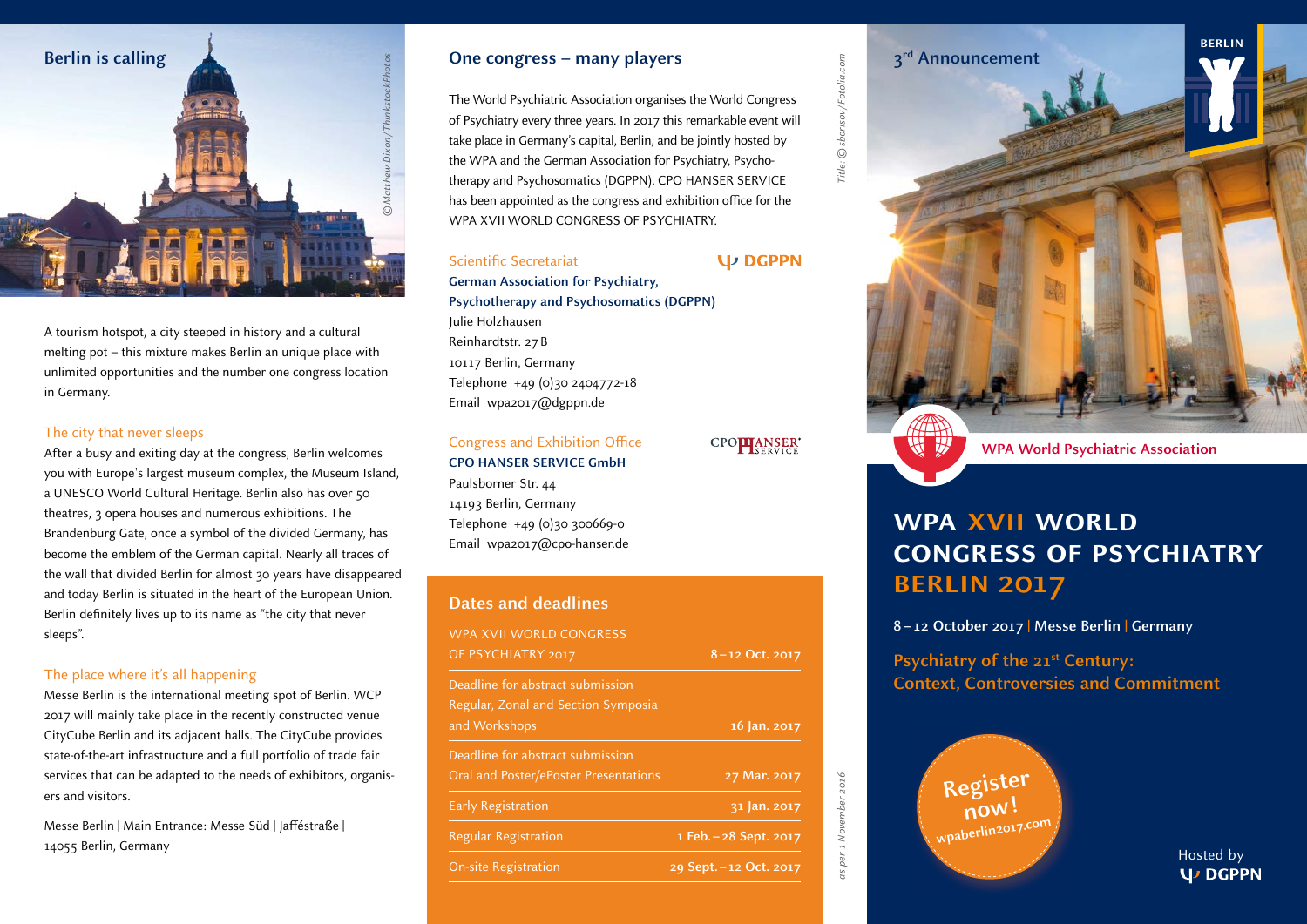## Berlin is calling

©Matthew Dixon/ThinkstockPhotos

A tourism hotspot, a city steeped in history and a cultural melting pot – this mixture makes Berlin an unique place with unlimited opportunities and the number one congress location in Germany.

### The city that never sleeps

After a busy and exiting day at the congress, Berlin welcomes you with Europe's largest museum complex, the Museum Island, a UNESCO World Cultural Heritage. Berlin also has over 50 theatres, 3 opera houses and numerous exhibitions. The Brandenburg Gate, once a symbol of the divided Germany, has become the emblem of the German capital. Nearly all traces of the wall that divided Berlin for almost 30 years have disappeared and today Berlin is situated in the heart of the European Union. Berlin definitely lives up to its name as "the city that never sleeps".

### The place where it's all happening

Messe Berlin is the international meeting spot of Berlin. WCP 2017 will mainly take place in the recently constructed venue CityCube Berlin and its adjacent halls. The CityCube provides state-of-the-art infrastructure and a full portfolio of trade fair services that can be adapted to the needs of exhibitors, organisers and visitors.

Messe Berlin | Main Entrance: Messe Süd | Jafféstraße | 14055 Berlin, Germany

## One congress – many players

The World Psychiatric Association organises the World Congress of Psychiatry every three years. In 2017 this remarkable event will take place in Germany's capital, Berlin, and be jointly hosted by the WPA and the German Association for Psychiatry, Psychotherapy and Psychosomatics (DGPPN). CPO HANSER SERVICE has been appointed as the congress and exhibition office for the WPA XVII WORLD CONGRESS OF PSYCHIATRY.

### Scientific Secretariat

Ψ DGPPN

**German Association for Psychiatry, Psychotherapy and Psychosomatics (DGPPN)**
Julie Holzhausen
Reinhardtstr. 27 B
10117 Berlin, Germany
Telephone +49 (0)30 2404772-18
Email wpa2017@dgppn.de

### Congress and Exhibition Office

CPO HANSER SERVICE

**CPO HANSER SERVICE GmbH**
Paulsborner Str. 44
14193 Berlin, Germany
Telephone +49 (0)30 300669-0
Email wpa2017@cpo-hanser.de

### Dates and deadlines

| | |
|---|---|
| WPA XVII WORLD CONGRESS OF PSYCHIATRY 2017 | 8 – 12 Oct. 2017 |
| Deadline for abstract submission Regular, Zonal and Section Symposia and Workshops | 16 Jan. 2017 |
| Deadline for abstract submission Oral and Poster/ePoster Presentations | 27 Mar. 2017 |
| Early Registration | 31 Jan. 2017 |
| Regular Registration | 1 Feb. – 28 Sept. 2017 |
| On-site Registration | 29 Sept. – 12 Oct. 2017 |

*Title: © sborisov/Fotolia.com*

*as per 1 November 2016*

## 3rd Announcement

BERLIN

WPA World Psychiatric Association

# WPA XVII WORLD CONGRESS OF PSYCHIATRY BERLIN 2017

**8 – 12 October 2017 | Messe Berlin | Germany**

**Psychiatry of the 21st Century: Context, Controversies and Commitment**

**Register now!**
wpaberlin2017.com

Hosted by
Ψ DGPPN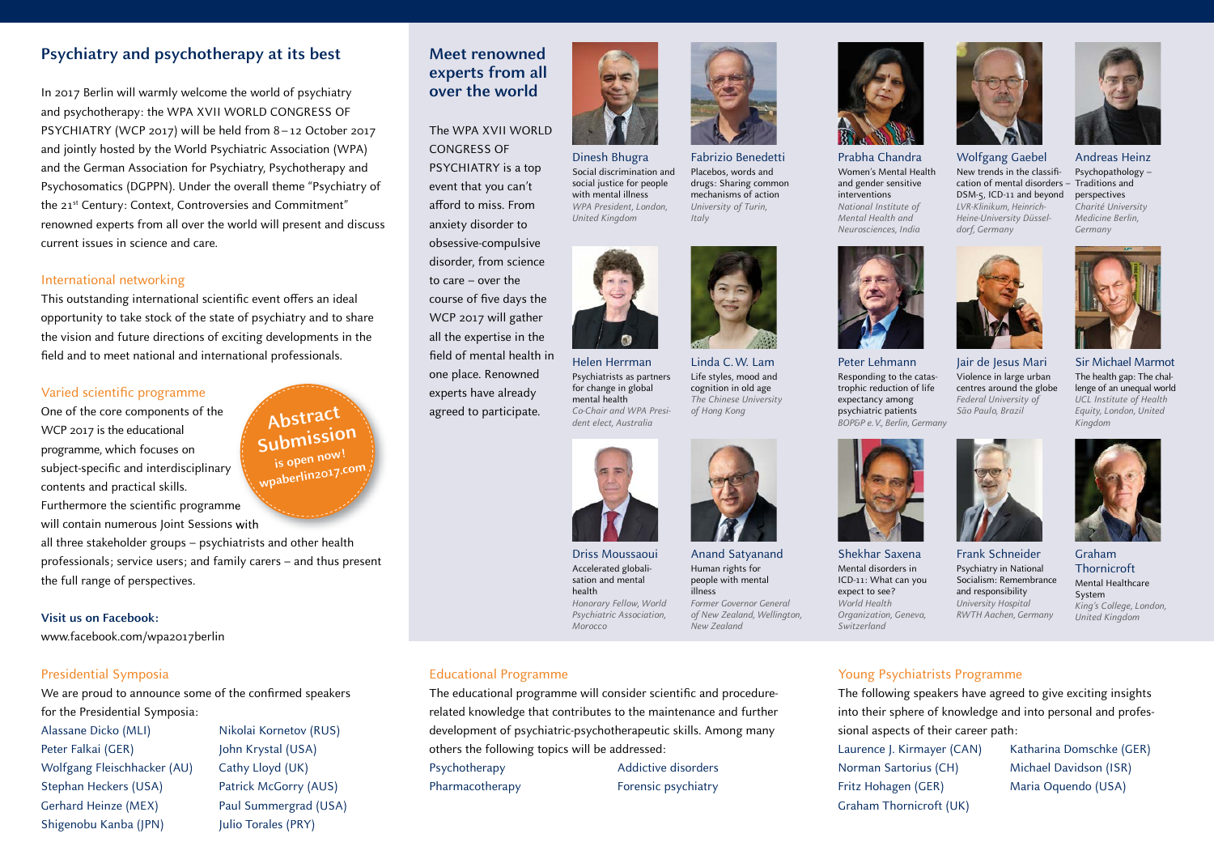## Psychiatry and psychotherapy at its best

In 2017 Berlin will warmly welcome the world of psychiatry and psychotherapy: the WPA XVII WORLD CONGRESS OF PSYCHIATRY (WCP 2017) will be held from 8–12 October 2017 and jointly hosted by the World Psychiatric Association (WPA) and the German Association for Psychiatry, Psychotherapy and Psychosomatics (DGPPN). Under the overall theme "Psychiatry of the 21st Century: Context, Controversies and Commitment" renowned experts from all over the world will present and discuss current issues in science and care.

### International networking

This outstanding international scientific event offers an ideal opportunity to take stock of the state of psychiatry and to share the vision and future directions of exciting developments in the field and to meet national and international professionals.

### Varied scientific programme

One of the core components of the WCP 2017 is the educational programme, which focuses on subject-specific and interdisciplinary contents and practical skills. Furthermore the scientific programme will contain numerous Joint Sessions with all three stakeholder groups – psychiatrists and other health professionals; service users; and family carers – and thus present the full range of perspectives.

**Abstract Submission is open now! wpaberlin2017.com**

**Visit us on Facebook:**
www.facebook.com/wpa2017berlin

## Meet renowned experts from all over the world

The WPA XVII WORLD CONGRESS OF PSYCHIATRY is a top event that you can't afford to miss. From anxiety disorder to obsessive-compulsive disorder, from science to care – over the course of five days the WCP 2017 will gather all the expertise in the field of mental health in one place. Renowned experts have already agreed to participate.

**Dinesh Bhugra**
Social discrimination and social justice for people with mental illness
*WPA President, London, United Kingdom*

**Fabrizio Benedetti**
Placebos, words and drugs: Sharing common mechanisms of action
*University of Turin, Italy*

**Prabha Chandra**
Women's Mental Health and gender sensitive interventions
*National Institute of Mental Health and Neurosciences, India*

**Wolfgang Gaebel**
New trends in the classification of mental disorders – DSM-5, ICD-11 and beyond
*LVR-Klinikum, Heinrich-Heine-University Düsseldorf, Germany*

**Andreas Heinz**
Psychopathology – Traditions and perspectives
*Charité University Medicine Berlin, Germany*

**Helen Herrman**
Psychiatrists as partners for change in global mental health
*Co-Chair and WPA President elect, Australia*

**Linda C. W. Lam**
Life styles, mood and cognition in old age
*The Chinese University of Hong Kong*

**Peter Lehmann**
Responding to the catastrophic reduction of life expectancy among psychiatric patients
*BOPGP e. V., Berlin, Germany*

**Jair de Jesus Mari**
Violence in large urban centres around the globe
*Federal University of São Paulo, Brazil*

**Sir Michael Marmot**
The health gap: The challenge of an unequal world
*UCL Institute of Health Equity, London, United Kingdom*

**Driss Moussaoui**
Accelerated globalisation and mental health
*Honorary Fellow, World Psychiatric Association, Morocco*

**Anand Satyanand**
Human rights for people with mental illness
*Former Governor General of New Zealand, Wellington, New Zealand*

**Shekhar Saxena**
Mental disorders in ICD-11: What can you expect to see?
*World Health Organization, Geneva, Switzerland*

**Frank Schneider**
Psychiatry in National Socialism: Remembrance and responsibility
*University Hospital RWTH Aachen, Germany*

**Graham Thornicroft**
Mental Healthcare System
*King's College, London, United Kingdom*

### Presidential Symposia

We are proud to announce some of the confirmed speakers for the Presidential Symposia:

- Alassane Dicko (MLI)
- Peter Falkai (GER)
- Wolfgang Fleischhacker (AU)
- Stephan Heckers (USA)
- Gerhard Heinze (MEX)
- Shigenobu Kanba (JPN)
- Nikolai Kornetov (RUS)
- John Krystal (USA)
- Cathy Lloyd (UK)
- Patrick McGorry (AUS)
- Paul Summergrad (USA)
- Julio Torales (PRY)

### Educational Programme

The educational programme will consider scientific and procedure-related knowledge that contributes to the maintenance and further development of psychiatric-psychotherapeutic skills. Among many others the following topics will be addressed:

- Psychotherapy
- Pharmacotherapy
- Addictive disorders
- Forensic psychiatry

### Young Psychiatrists Programme

The following speakers have agreed to give exciting insights into their sphere of knowledge and into personal and professional aspects of their career path:

- Laurence J. Kirmayer (CAN)
- Norman Sartorius (CH)
- Fritz Hohagen (GER)
- Graham Thornicroft (UK)
- Katharina Domschke (GER)
- Michael Davidson (ISR)
- Maria Oquendo (USA)